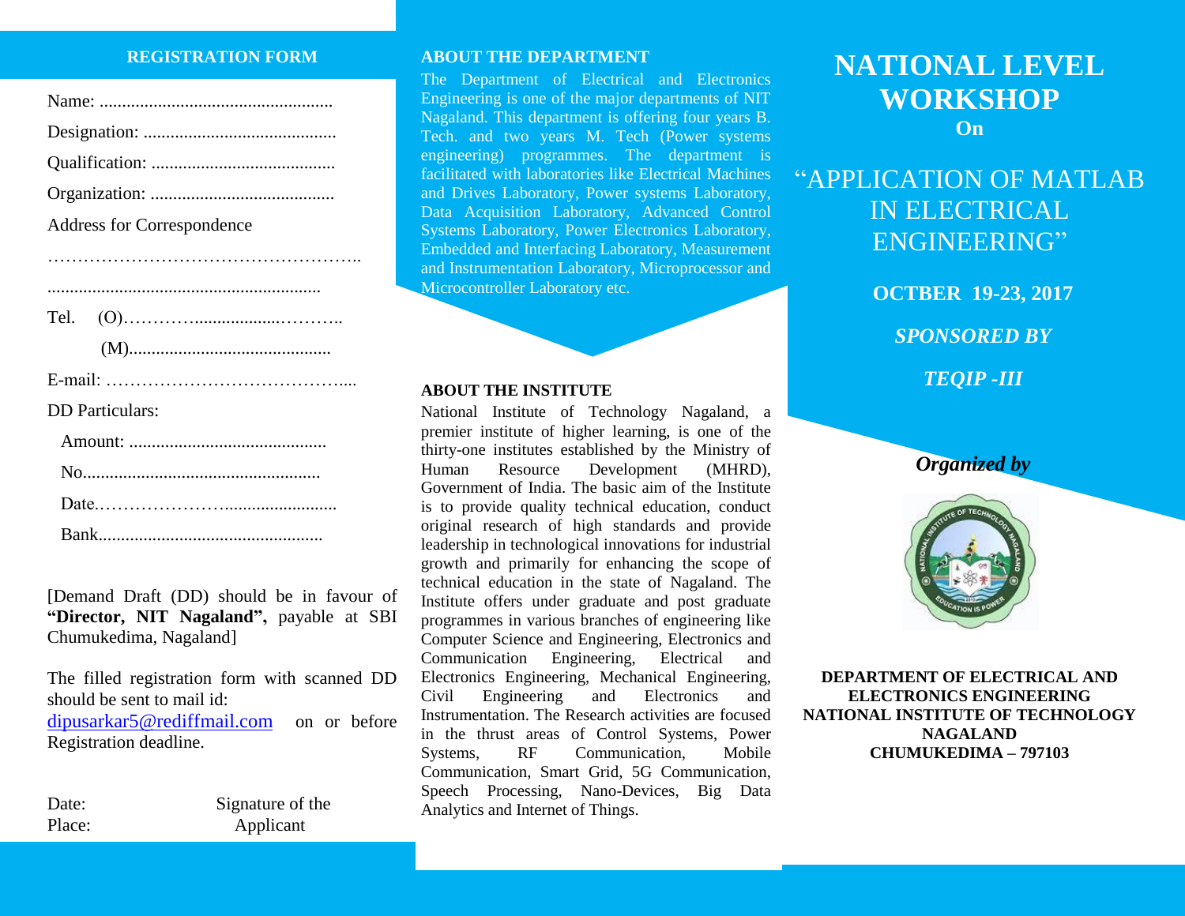## REGISTRATION FORM

Name: ....................................................

Designation: ...........................................

Qualification: .........................................

Organization: .........................................

Address for Correspondence

……………………………………………..

.............................................................

Tel. (O)…………...................………..

(M).............................................

E-mail: …………………………………....

DD Particulars:

Amount: ............................................

No.....................................................

Date.……………………........................

Bank..................................................

[Demand Draft (DD) should be in favour of **"Director, NIT Nagaland",** payable at SBI Chumukedima, Nagaland]

The filled registration form with scanned DD should be sent to mail id: dipusarkar5@rediffmail.com on or before Registration deadline.

Date: Signature of the
Place: Applicant

## ABOUT THE DEPARTMENT

The Department of Electrical and Electronics Engineering is one of the major departments of NIT Nagaland. This department is offering four years B. Tech. and two years M. Tech (Power systems engineering) programmes. The department is facilitated with laboratories like Electrical Machines and Drives Laboratory, Power systems Laboratory, Data Acquisition Laboratory, Advanced Control Systems Laboratory, Power Electronics Laboratory, Embedded and Interfacing Laboratory, Measurement and Instrumentation Laboratory, Microprocessor and Microcontroller Laboratory etc.

## ABOUT THE INSTITUTE

National Institute of Technology Nagaland, a premier institute of higher learning, is one of the thirty-one institutes established by the Ministry of Human Resource Development (MHRD), Government of India. The basic aim of the Institute is to provide quality technical education, conduct original research of high standards and provide leadership in technological innovations for industrial growth and primarily for enhancing the scope of technical education in the state of Nagaland. The Institute offers under graduate and post graduate programmes in various branches of engineering like Computer Science and Engineering, Electronics and Communication Engineering, Electrical and Electronics Engineering, Mechanical Engineering, Civil Engineering and Electronics and Instrumentation. The Research activities are focused in the thrust areas of Control Systems, Power Systems, RF Communication, Mobile Communication, Smart Grid, 5G Communication, Speech Processing, Nano-Devices, Big Data Analytics and Internet of Things.

# NATIONAL LEVEL WORKSHOP

**On**

# "APPLICATION OF MATLAB IN ELECTRICAL ENGINEERING"

**OCTBER 19-23, 2017**

***SPONSORED BY***

***TEQIP -III***

***Organized by***

**DEPARTMENT OF ELECTRICAL AND ELECTRONICS ENGINEERING**
**NATIONAL INSTITUTE OF TECHNOLOGY NAGALAND**
**CHUMUKEDIMA – 797103**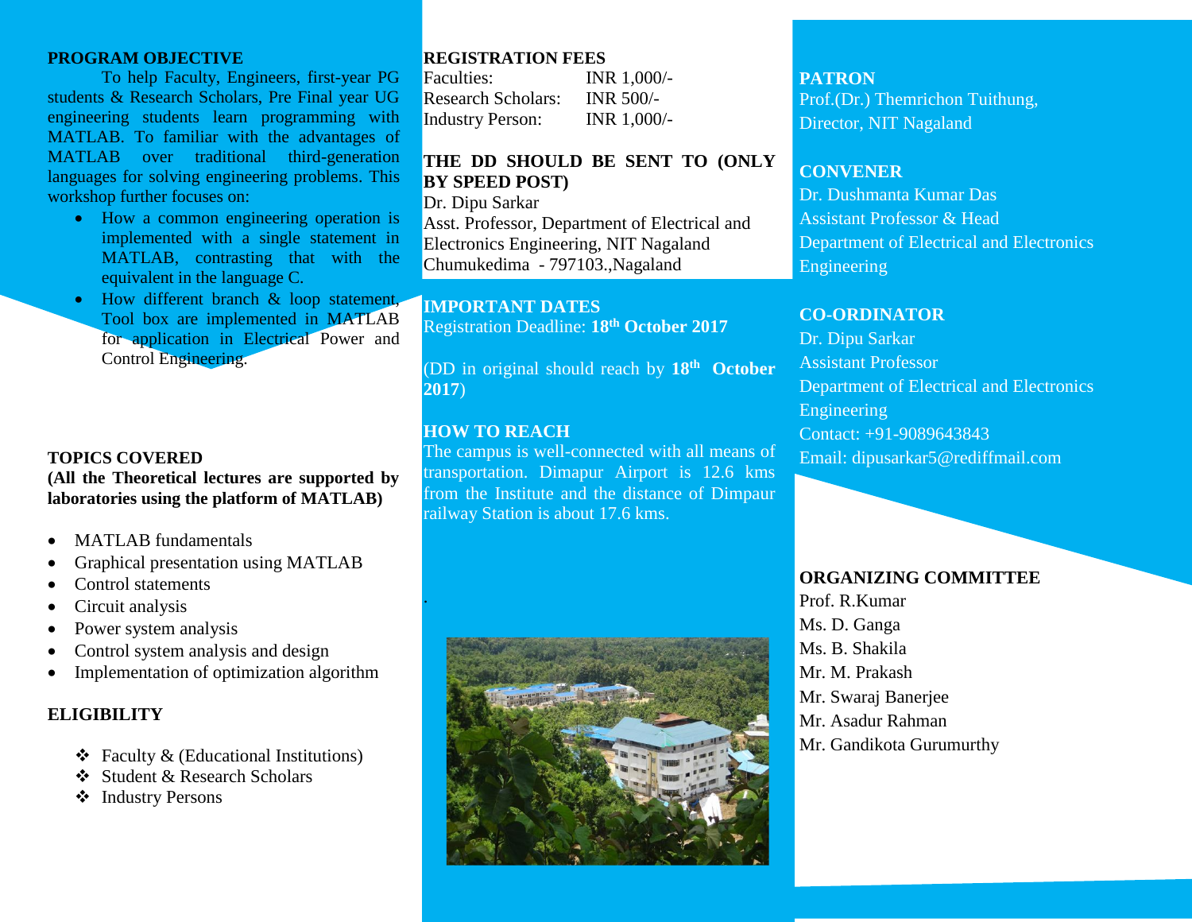## PROGRAM OBJECTIVE

To help Faculty, Engineers, first-year PG students & Research Scholars, Pre Final year UG engineering students learn programming with MATLAB. To familiar with the advantages of MATLAB over traditional third-generation languages for solving engineering problems. This workshop further focuses on:

- How a common engineering operation is implemented with a single statement in MATLAB, contrasting that with the equivalent in the language C.
- How different branch & loop statement, Tool box are implemented in MATLAB for application in Electrical Power and Control Engineering.

## TOPICS COVERED

**(All the Theoretical lectures are supported by laboratories using the platform of MATLAB)**

- MATLAB fundamentals
- Graphical presentation using MATLAB
- Control statements
- Circuit analysis
- Power system analysis
- Control system analysis and design
- Implementation of optimization algorithm

## ELIGIBILITY

- Faculty & (Educational Institutions)
- Student & Research Scholars
- Industry Persons

## REGISTRATION FEES

| | |
|---|---|
| Faculties: | INR 1,000/- |
| Research Scholars: | INR 500/- |
| Industry Person: | INR 1,000/- |

## THE DD SHOULD BE SENT TO (ONLY BY SPEED POST)

Dr. Dipu Sarkar
Asst. Professor, Department of Electrical and Electronics Engineering, NIT Nagaland
Chumukedima - 797103.,Nagaland

## IMPORTANT DATES

Registration Deadline: **18th October 2017**

(DD in original should reach by **18th October 2017**)

## HOW TO REACH

The campus is well-connected with all means of transportation. Dimapur Airport is 12.6 kms from the Institute and the distance of Dimpaur railway Station is about 17.6 kms.

.

## PATRON

Prof.(Dr.) Themrichon Tuithung,
Director, NIT Nagaland

## CONVENER

Dr. Dushmanta Kumar Das
Assistant Professor & Head
Department of Electrical and Electronics Engineering

## CO-ORDINATOR

Dr. Dipu Sarkar
Assistant Professor
Department of Electrical and Electronics Engineering
Contact: +91-9089643843
Email: dipusarkar5@rediffmail.com

## ORGANIZING COMMITTEE

Prof. R.Kumar
Ms. D. Ganga
Ms. B. Shakila
Mr. M. Prakash
Mr. Swaraj Banerjee
Mr. Asadur Rahman
Mr. Gandikota Gurumurthy